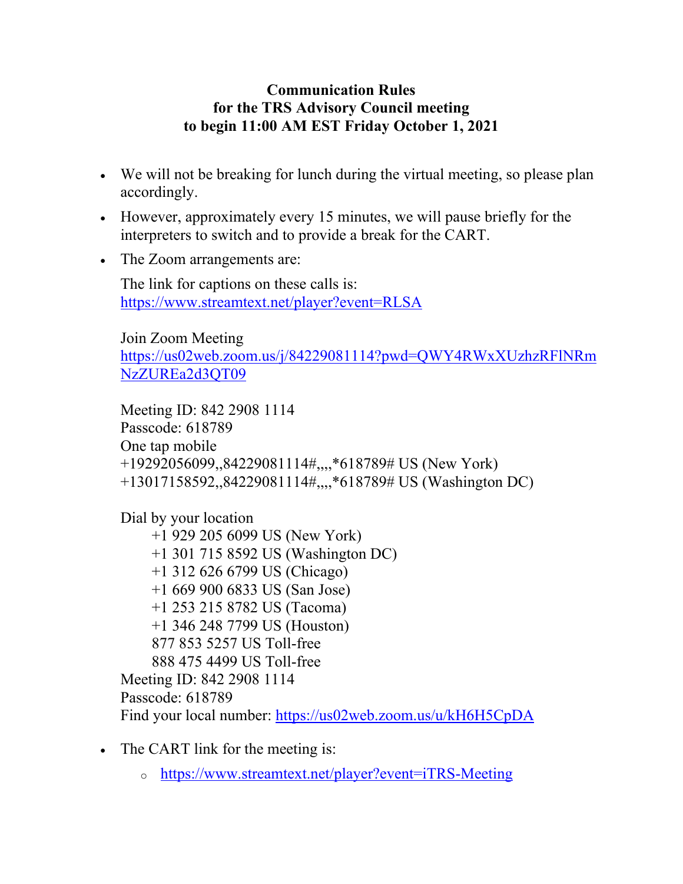**Communication Rules**
**for the TRS Advisory Council meeting**
**to begin 11:00 AM EST Friday October 1, 2021**

- We will not be breaking for lunch during the virtual meeting, so please plan accordingly.
- However, approximately every 15 minutes, we will pause briefly for the interpreters to switch and to provide a break for the CART.
- The Zoom arrangements are:

  The link for captions on these calls is:
  https://www.streamtext.net/player?event=RLSA

  Join Zoom Meeting
  https://us02web.zoom.us/j/84229081114?pwd=QWY4RWxXUzhzRFlNRmNzZUREa2d3QT09

  Meeting ID: 842 2908 1114
  Passcode: 618789
  One tap mobile
  +19292056099,,84229081114#,,,,*618789# US (New York)
  +13017158592,,84229081114#,,,,*618789# US (Washington DC)

  Dial by your location
  +1 929 205 6099 US (New York)
  +1 301 715 8592 US (Washington DC)
  +1 312 626 6799 US (Chicago)
  +1 669 900 6833 US (San Jose)
  +1 253 215 8782 US (Tacoma)
  +1 346 248 7799 US (Houston)
  877 853 5257 US Toll-free
  888 475 4499 US Toll-free
  Meeting ID: 842 2908 1114
  Passcode: 618789
  Find your local number: https://us02web.zoom.us/u/kH6H5CpDA

- The CART link for the meeting is:
  - https://www.streamtext.net/player?event=iTRS-Meeting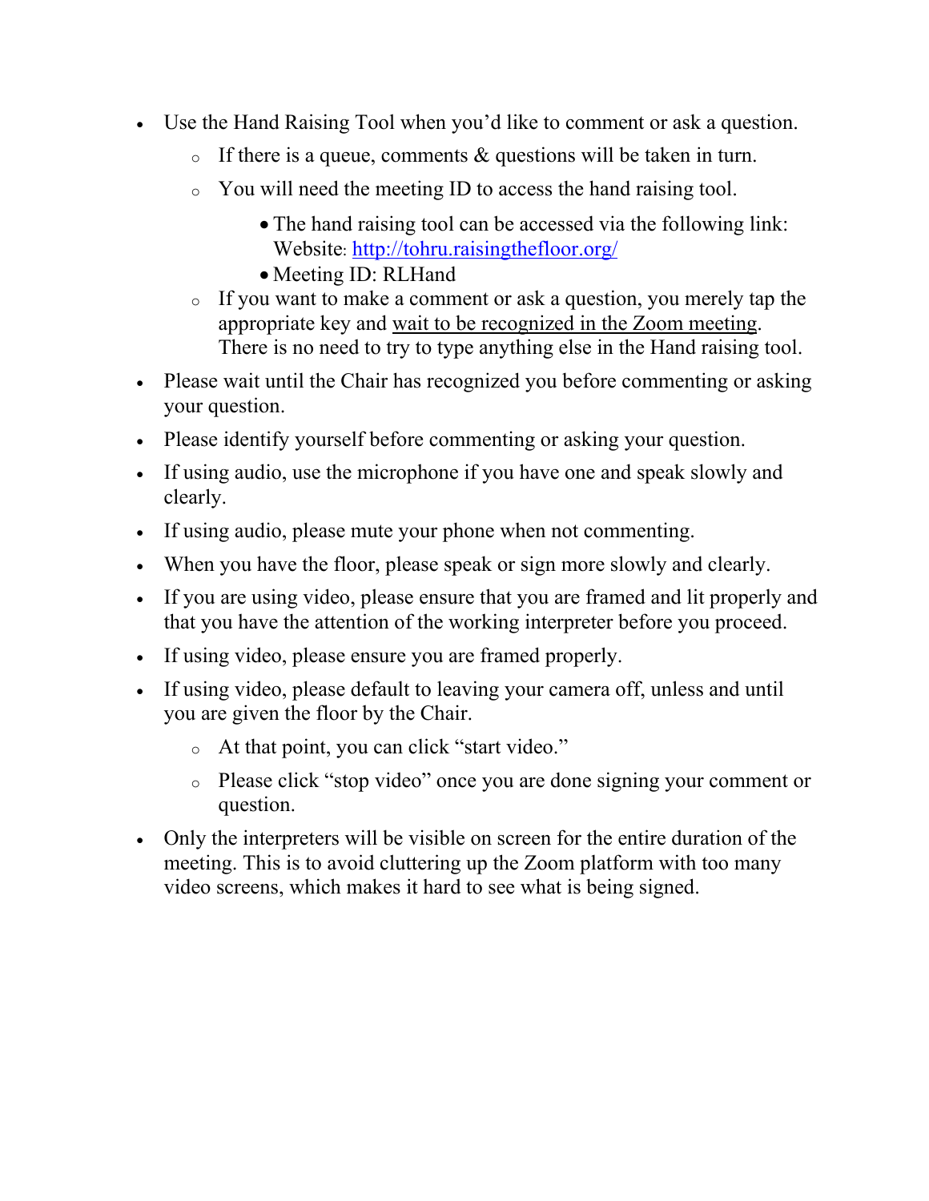- Use the Hand Raising Tool when you'd like to comment or ask a question.
  - If there is a queue, comments & questions will be taken in turn.
  - You will need the meeting ID to access the hand raising tool.
    - The hand raising tool can be accessed via the following link: Website: [http://tohru.raisingthefloor.org/](http://tohru.raisingthefloor.org/)
    - Meeting ID: RLHand
  - If you want to make a comment or ask a question, you merely tap the appropriate key and <u>wait to be recognized in the Zoom meeting</u>. There is no need to try to type anything else in the Hand raising tool.
- Please wait until the Chair has recognized you before commenting or asking your question.
- Please identify yourself before commenting or asking your question.
- If using audio, use the microphone if you have one and speak slowly and clearly.
- If using audio, please mute your phone when not commenting.
- When you have the floor, please speak or sign more slowly and clearly.
- If you are using video, please ensure that you are framed and lit properly and that you have the attention of the working interpreter before you proceed.
- If using video, please ensure you are framed properly.
- If using video, please default to leaving your camera off, unless and until you are given the floor by the Chair.
  - At that point, you can click "start video."
  - Please click "stop video" once you are done signing your comment or question.
- Only the interpreters will be visible on screen for the entire duration of the meeting. This is to avoid cluttering up the Zoom platform with too many video screens, which makes it hard to see what is being signed.